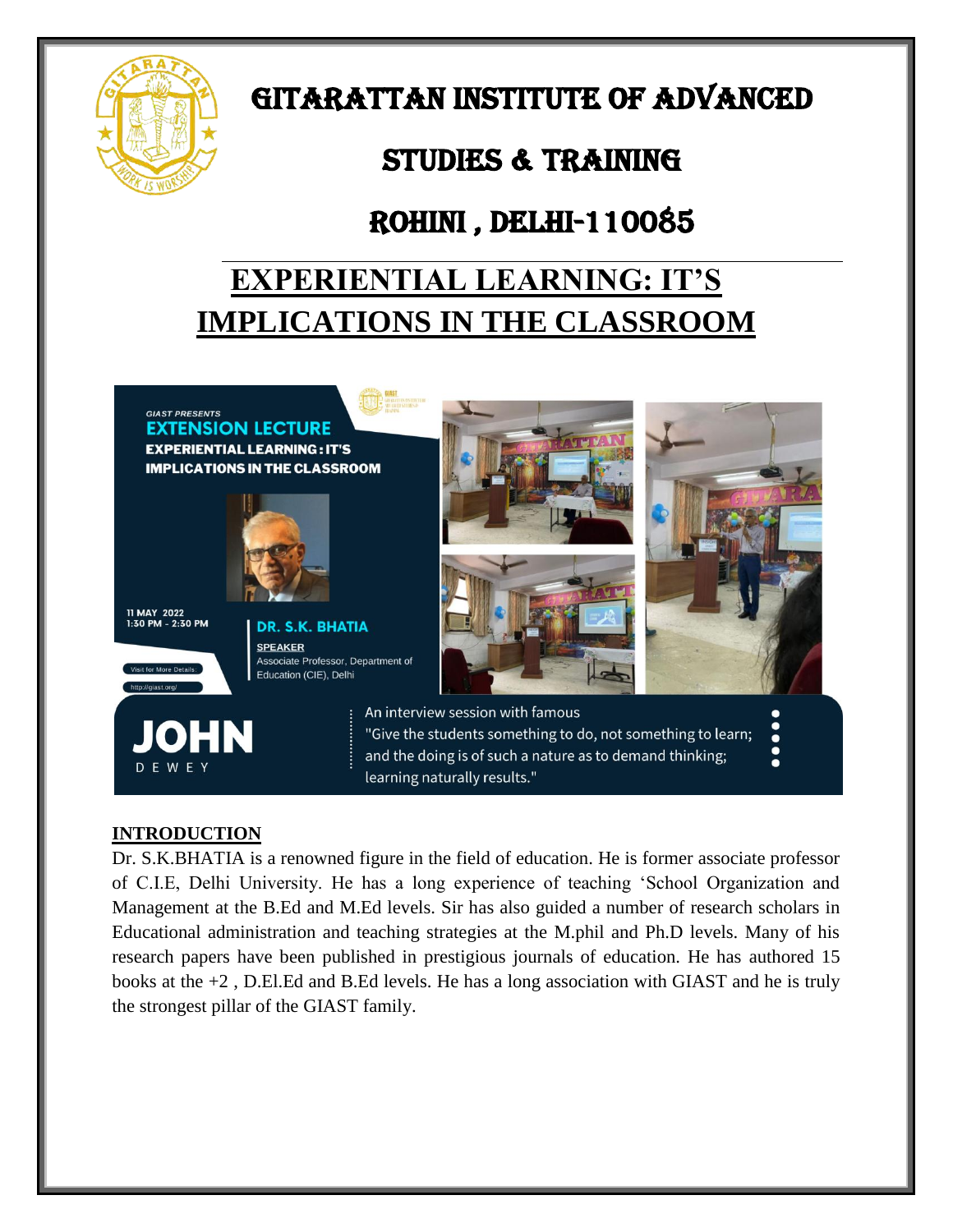# GITARATTAN INSTITUTE OF ADVANCED STUDIES & TRAINING

# ROHINI , DELHI-110085

## EXPERIENTIAL LEARNING: IT'S IMPLICATIONS IN THE CLASSROOM

GIAST PRESENTS

**EXTENSION LECTURE**

**EXPERIENTIAL LEARNING : IT'S IMPLICATIONS IN THE CLASSROOM**

11 MAY 2022
1:30 PM - 2:30 PM

**DR. S.K. BHATIA**

SPEAKER
Associate Professor, Department of Education (CIE), Delhi

Visit for More Details
http://giast.org/

**JOHN** DEWEY

An interview session with famous
"Give the students something to do, not something to learn; and the doing is of such a nature as to demand thinking; learning naturally results."

### INTRODUCTION

Dr. S.K.BHATIA is a renowned figure in the field of education. He is former associate professor of C.I.E, Delhi University. He has a long experience of teaching 'School Organization and Management at the B.Ed and M.Ed levels. Sir has also guided a number of research scholars in Educational administration and teaching strategies at the M.phil and Ph.D levels. Many of his research papers have been published in prestigious journals of education. He has authored 15 books at the +2 , D.El.Ed and B.Ed levels. He has a long association with GIAST and he is truly the strongest pillar of the GIAST family.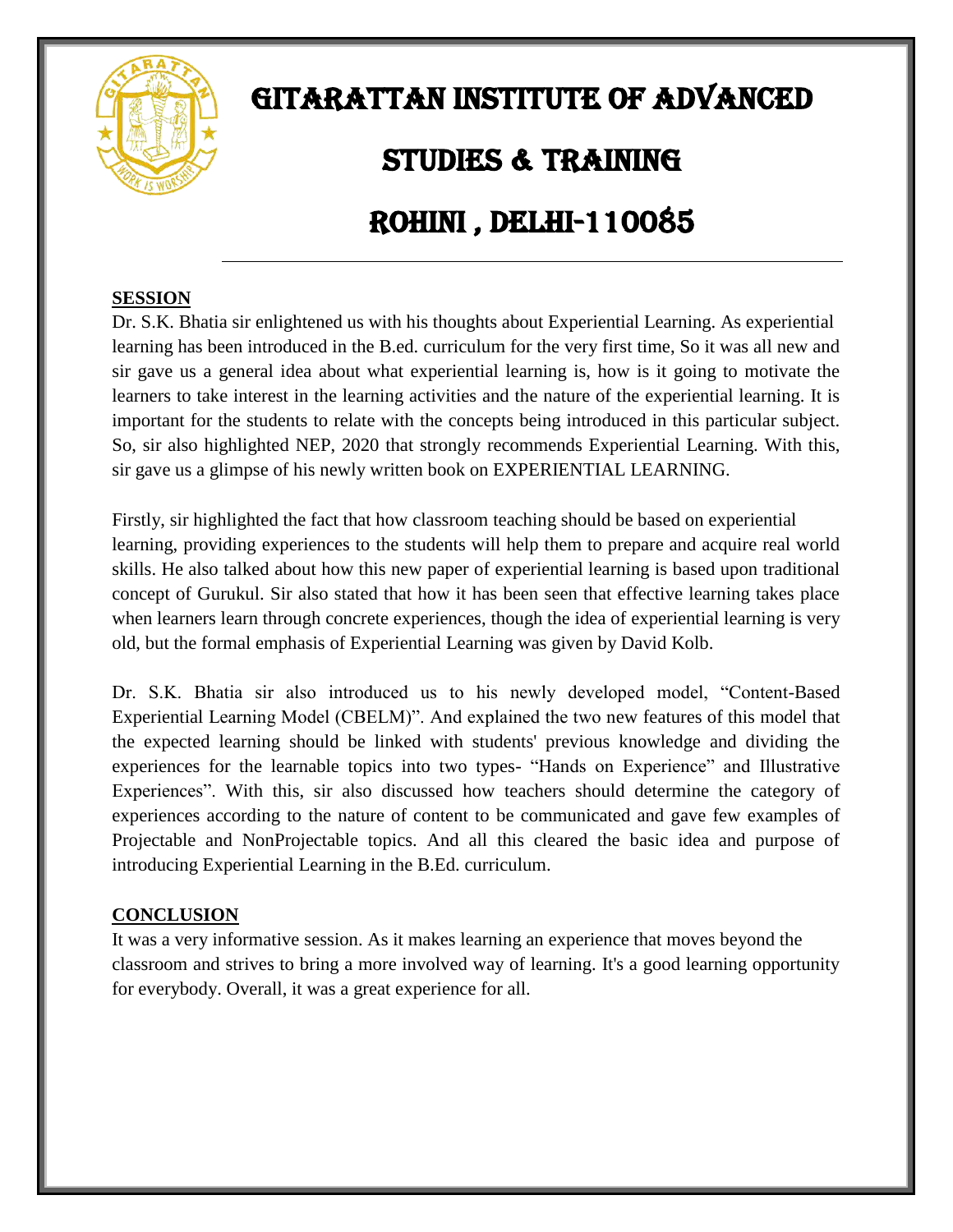# GITARATTAN INSTITUTE OF ADVANCED STUDIES & TRAINING

# ROHINI , DELHI-110085

---

## SESSION

Dr. S.K. Bhatia sir enlightened us with his thoughts about Experiential Learning. As experiential learning has been introduced in the B.ed. curriculum for the very first time, So it was all new and sir gave us a general idea about what experiential learning is, how is it going to motivate the learners to take interest in the learning activities and the nature of the experiential learning. It is important for the students to relate with the concepts being introduced in this particular subject. So, sir also highlighted NEP, 2020 that strongly recommends Experiential Learning. With this, sir gave us a glimpse of his newly written book on EXPERIENTIAL LEARNING.

Firstly, sir highlighted the fact that how classroom teaching should be based on experiential learning, providing experiences to the students will help them to prepare and acquire real world skills. He also talked about how this new paper of experiential learning is based upon traditional concept of Gurukul. Sir also stated that how it has been seen that effective learning takes place when learners learn through concrete experiences, though the idea of experiential learning is very old, but the formal emphasis of Experiential Learning was given by David Kolb.

Dr. S.K. Bhatia sir also introduced us to his newly developed model, "Content-Based Experiential Learning Model (CBELM)". And explained the two new features of this model that the expected learning should be linked with students' previous knowledge and dividing the experiences for the learnable topics into two types- "Hands on Experience" and Illustrative Experiences". With this, sir also discussed how teachers should determine the category of experiences according to the nature of content to be communicated and gave few examples of Projectable and NonProjectable topics. And all this cleared the basic idea and purpose of introducing Experiential Learning in the B.Ed. curriculum.

## CONCLUSION

It was a very informative session. As it makes learning an experience that moves beyond the classroom and strives to bring a more involved way of learning. It's a good learning opportunity for everybody. Overall, it was a great experience for all.